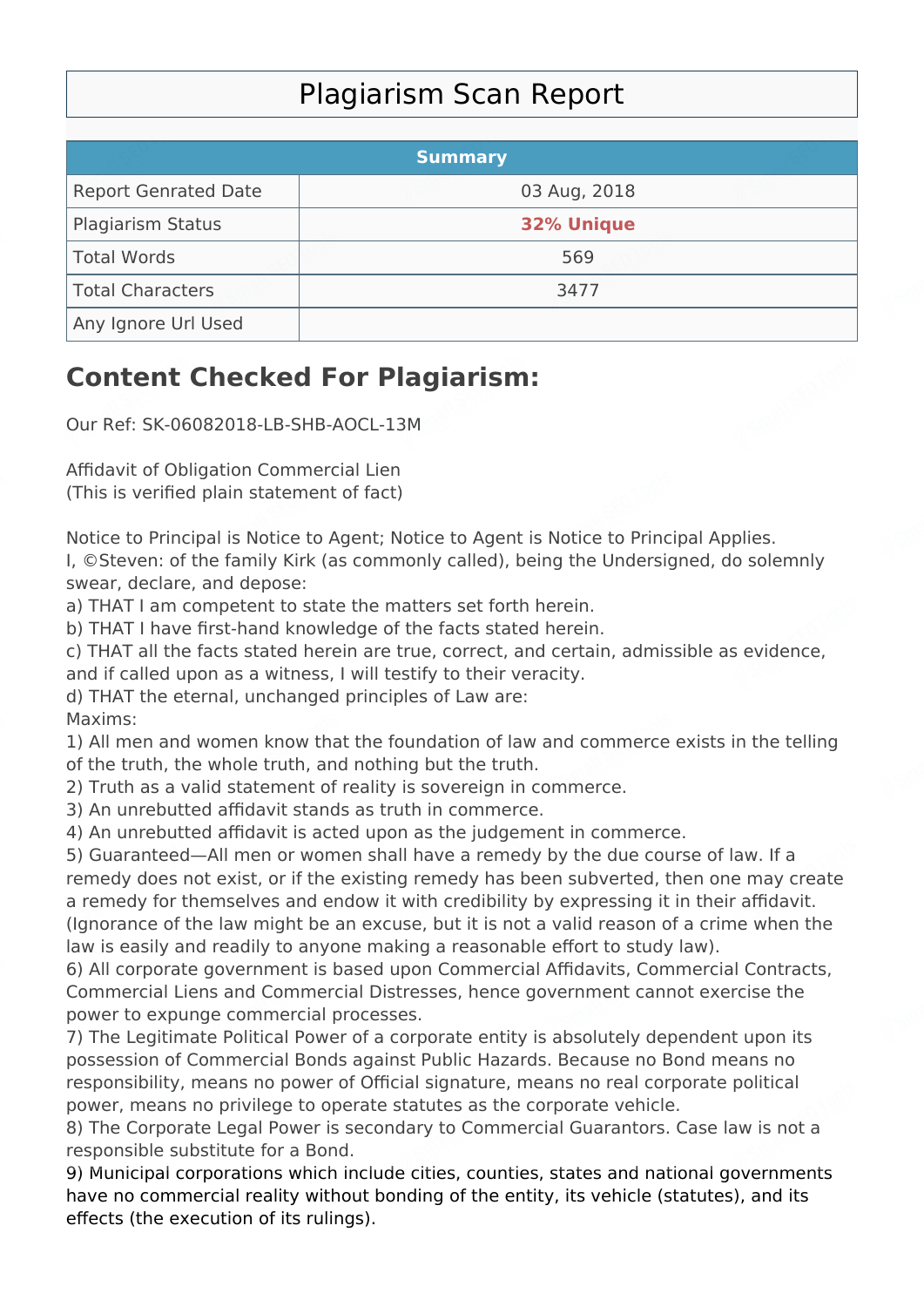# Plagiarism Scan Report

| Summary | |
|---|---|
| Report Genrated Date | 03 Aug, 2018 |
| Plagiarism Status | **32% Unique** |
| Total Words | 569 |
| Total Characters | 3477 |
| Any Ignore Url Used | |

## Content Checked For Plagiarism:

Our Ref: SK-06082018-LB-SHB-AOCL-13M

Affidavit of Obligation Commercial Lien
(This is verified plain statement of fact)

Notice to Principal is Notice to Agent; Notice to Agent is Notice to Principal Applies.
I, ©Steven: of the family Kirk (as commonly called), being the Undersigned, do solemnly swear, declare, and depose:
a) THAT I am competent to state the matters set forth herein.
b) THAT I have first-hand knowledge of the facts stated herein.
c) THAT all the facts stated herein are true, correct, and certain, admissible as evidence, and if called upon as a witness, I will testify to their veracity.
d) THAT the eternal, unchanged principles of Law are:
Maxims:
1) All men and women know that the foundation of law and commerce exists in the telling of the truth, the whole truth, and nothing but the truth.
2) Truth as a valid statement of reality is sovereign in commerce.
3) An unrebutted affidavit stands as truth in commerce.
4) An unrebutted affidavit is acted upon as the judgement in commerce.
5) Guaranteed—All men or women shall have a remedy by the due course of law. If a remedy does not exist, or if the existing remedy has been subverted, then one may create a remedy for themselves and endow it with credibility by expressing it in their affidavit. (Ignorance of the law might be an excuse, but it is not a valid reason of a crime when the law is easily and readily to anyone making a reasonable effort to study law).
6) All corporate government is based upon Commercial Affidavits, Commercial Contracts, Commercial Liens and Commercial Distresses, hence government cannot exercise the power to expunge commercial processes.
7) The Legitimate Political Power of a corporate entity is absolutely dependent upon its possession of Commercial Bonds against Public Hazards. Because no Bond means no responsibility, means no power of Official signature, means no real corporate political power, means no privilege to operate statutes as the corporate vehicle.
8) The Corporate Legal Power is secondary to Commercial Guarantors. Case law is not a responsible substitute for a Bond.
9) Municipal corporations which include cities, counties, states and national governments have no commercial reality without bonding of the entity, its vehicle (statutes), and its effects (the execution of its rulings).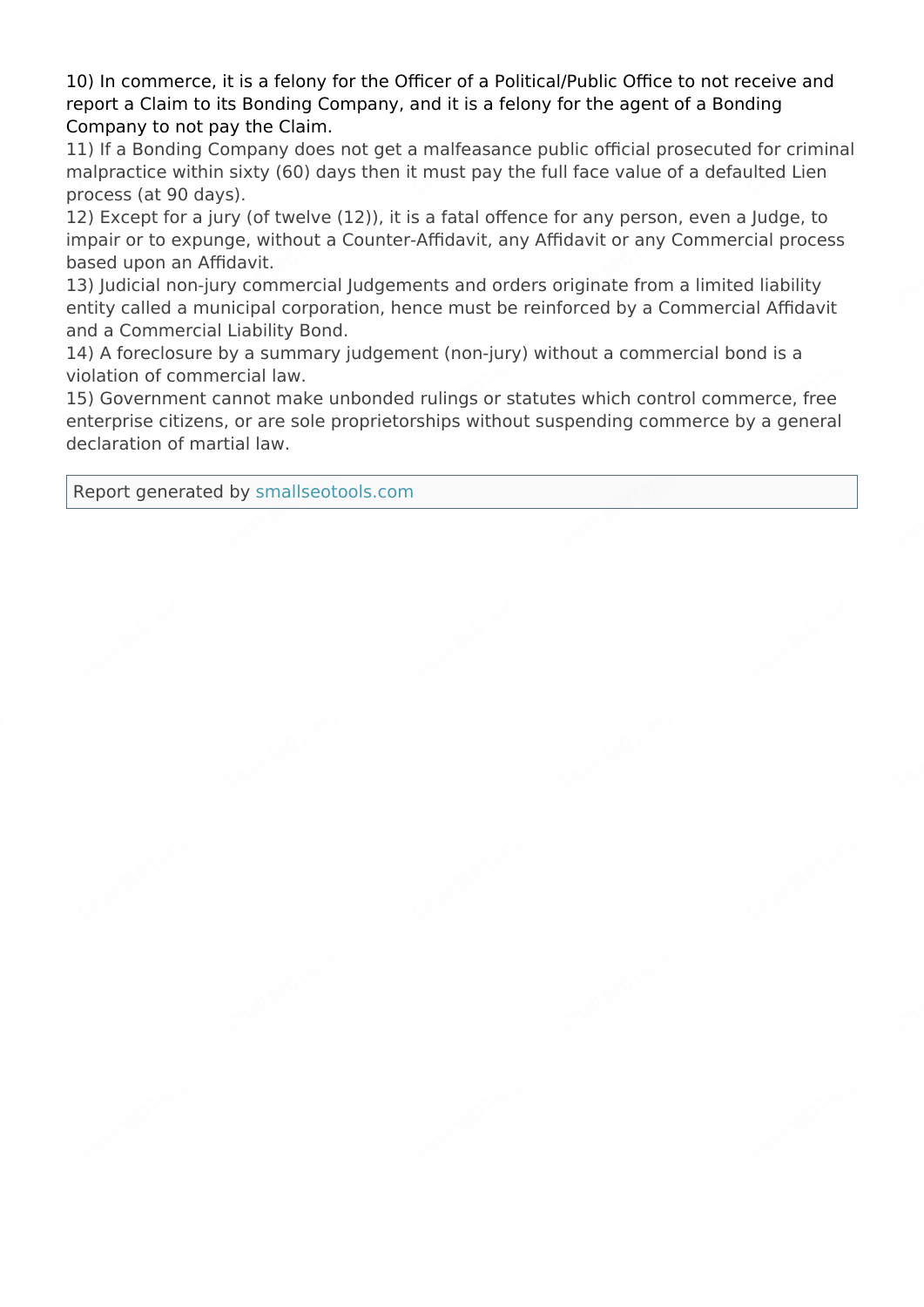10) In commerce, it is a felony for the Officer of a Political/Public Office to not receive and report a Claim to its Bonding Company, and it is a felony for the agent of a Bonding Company to not pay the Claim.

11) If a Bonding Company does not get a malfeasance public official prosecuted for criminal malpractice within sixty (60) days then it must pay the full face value of a defaulted Lien process (at 90 days).

12) Except for a jury (of twelve (12)), it is a fatal offence for any person, even a Judge, to impair or to expunge, without a Counter-Affidavit, any Affidavit or any Commercial process based upon an Affidavit.

13) Judicial non-jury commercial Judgements and orders originate from a limited liability entity called a municipal corporation, hence must be reinforced by a Commercial Affidavit and a Commercial Liability Bond.

14) A foreclosure by a summary judgement (non-jury) without a commercial bond is a violation of commercial law.

15) Government cannot make unbonded rulings or statutes which control commerce, free enterprise citizens, or are sole proprietorships without suspending commerce by a general declaration of martial law.

Report generated by smallseotools.com